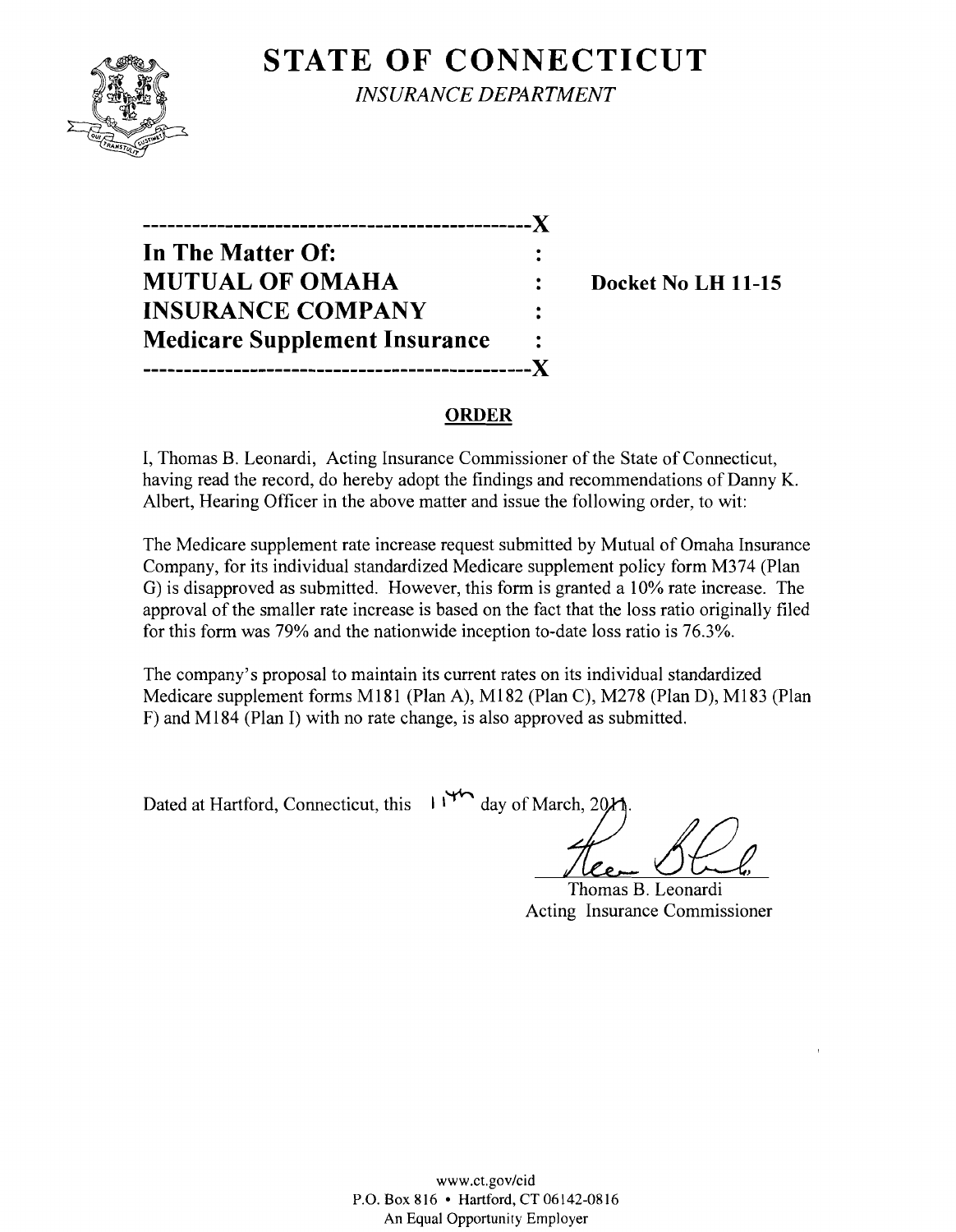# STATE OF CONNECTICUT

*INSURANCE DEPARTMENT*

---------------------------------------------X

**In The Matter Of:** :

**MUTUAL OF OMAHA** : **Docket No LH 11-15**

**INSURANCE COMPANY** :

**Medicare Supplement Insurance** :

---------------------------------------------X

## ORDER

I, Thomas B. Leonardi, Acting Insurance Commissioner of the State of Connecticut, having read the record, do hereby adopt the findings and recommendations of Danny K. Albert, Hearing Officer in the above matter and issue the following order, to wit:

The Medicare supplement rate increase request submitted by Mutual of Omaha Insurance Company, for its individual standardized Medicare supplement policy form M374 (Plan G) is disapproved as submitted. However, this form is granted a 10% rate increase. The approval of the smaller rate increase is based on the fact that the loss ratio originally filed for this form was 79% and the nationwide inception to-date loss ratio is 76.3%.

The company's proposal to maintain its current rates on its individual standardized Medicare supplement forms M181 (Plan A), M182 (Plan C), M278 (Plan D), M183 (Plan F) and M184 (Plan I) with no rate change, is also approved as submitted.

Dated at Hartford, Connecticut, this 11th day of March, 2011.

Thomas B. Leonardi
Acting Insurance Commissioner

www.ct.gov/cid
P.O. Box 816 • Hartford, CT 06142-0816
An Equal Opportunity Employer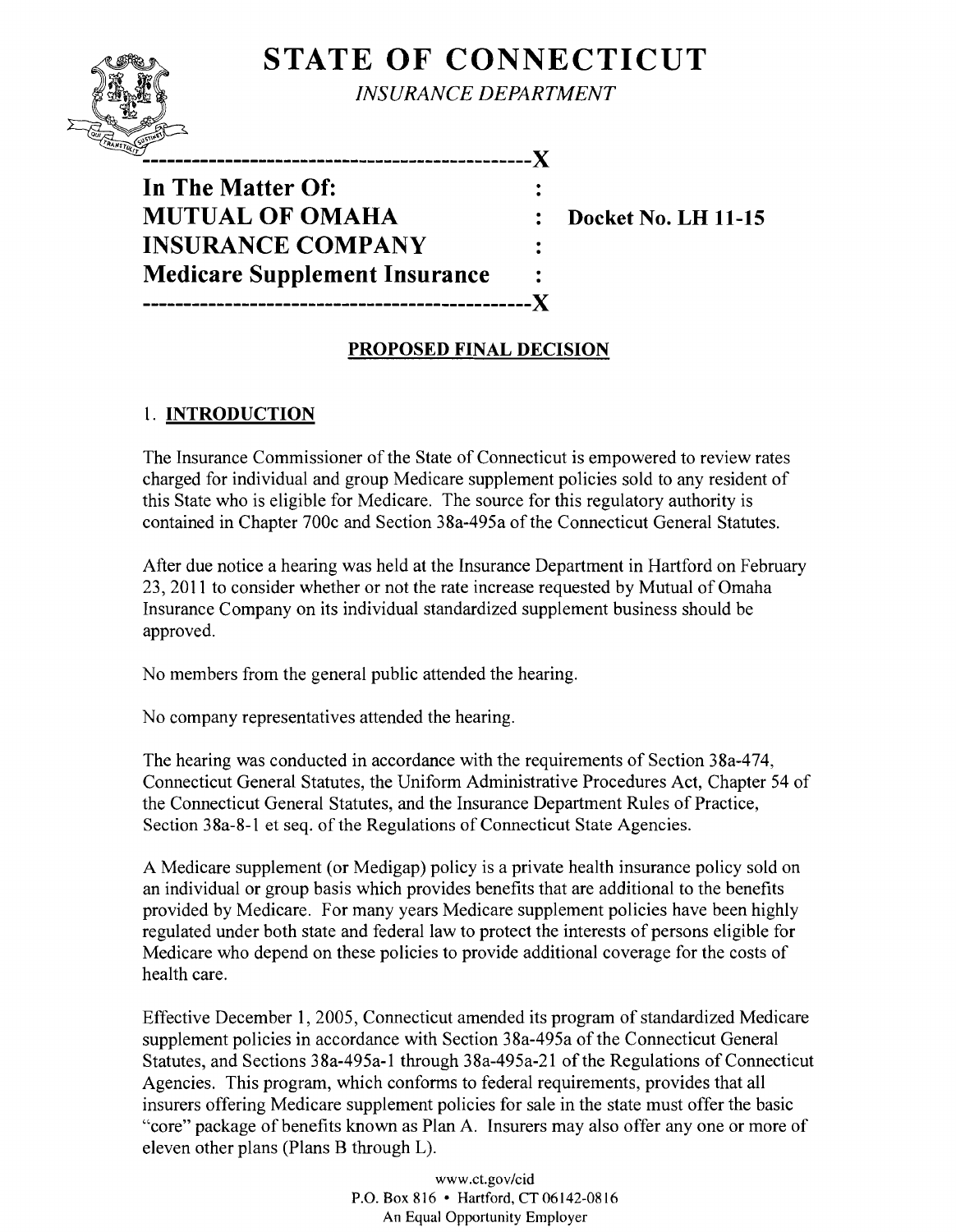# STATE OF CONNECTICUT

*INSURANCE DEPARTMENT*

---

**In The Matter Of:**
**MUTUAL OF OMAHA INSURANCE COMPANY**
**Medicare Supplement Insurance**

**Docket No. LH 11-15**

---

## PROPOSED FINAL DECISION

### 1. INTRODUCTION

The Insurance Commissioner of the State of Connecticut is empowered to review rates charged for individual and group Medicare supplement policies sold to any resident of this State who is eligible for Medicare. The source for this regulatory authority is contained in Chapter 700c and Section 38a-495a of the Connecticut General Statutes.

After due notice a hearing was held at the Insurance Department in Hartford on February 23, 2011 to consider whether or not the rate increase requested by Mutual of Omaha Insurance Company on its individual standardized supplement business should be approved.

No members from the general public attended the hearing.

No company representatives attended the hearing.

The hearing was conducted in accordance with the requirements of Section 38a-474, Connecticut General Statutes, the Uniform Administrative Procedures Act, Chapter 54 of the Connecticut General Statutes, and the Insurance Department Rules of Practice, Section 38a-8-1 et seq. of the Regulations of Connecticut State Agencies.

A Medicare supplement (or Medigap) policy is a private health insurance policy sold on an individual or group basis which provides benefits that are additional to the benefits provided by Medicare. For many years Medicare supplement policies have been highly regulated under both state and federal law to protect the interests of persons eligible for Medicare who depend on these policies to provide additional coverage for the costs of health care.

Effective December 1, 2005, Connecticut amended its program of standardized Medicare supplement policies in accordance with Section 38a-495a of the Connecticut General Statutes, and Sections 38a-495a-1 through 38a-495a-21 of the Regulations of Connecticut Agencies. This program, which conforms to federal requirements, provides that all insurers offering Medicare supplement policies for sale in the state must offer the basic "core" package of benefits known as Plan A. Insurers may also offer any one or more of eleven other plans (Plans B through L).

www.ct.gov/cid
P.O. Box 816 • Hartford, CT 06142-0816
An Equal Opportunity Employer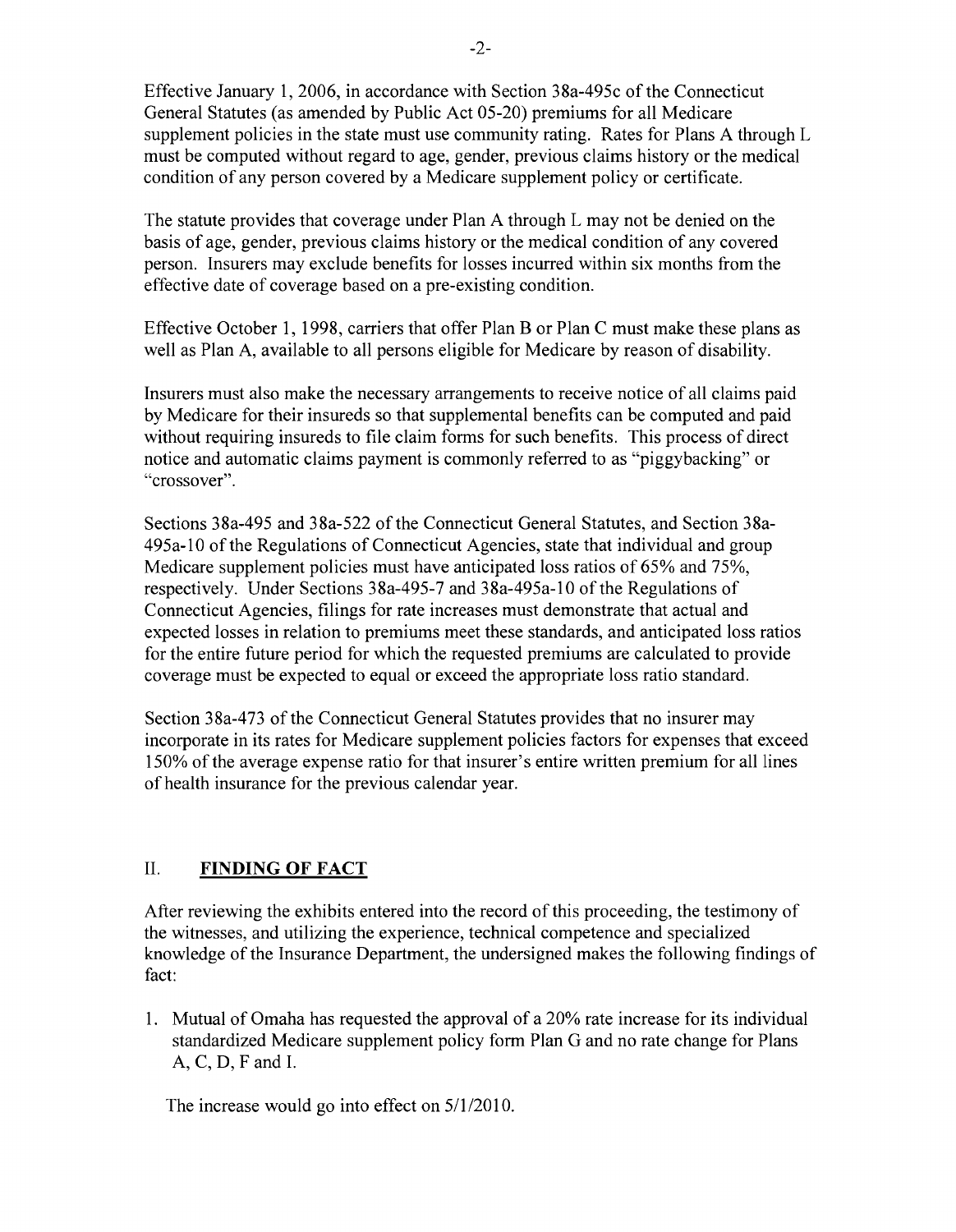Effective January 1, 2006, in accordance with Section 38a-495c of the Connecticut General Statutes (as amended by Public Act 05-20) premiums for all Medicare supplement policies in the state must use community rating. Rates for Plans A through L must be computed without regard to age, gender, previous claims history or the medical condition of any person covered by a Medicare supplement policy or certificate.

The statute provides that coverage under Plan A through L may not be denied on the basis of age, gender, previous claims history or the medical condition of any covered person. Insurers may exclude benefits for losses incurred within six months from the effective date of coverage based on a pre-existing condition.

Effective October 1, 1998, carriers that offer Plan B or Plan C must make these plans as well as Plan A, available to all persons eligible for Medicare by reason of disability.

Insurers must also make the necessary arrangements to receive notice of all claims paid by Medicare for their insureds so that supplemental benefits can be computed and paid without requiring insureds to file claim forms for such benefits. This process of direct notice and automatic claims payment is commonly referred to as "piggybacking" or "crossover".

Sections 38a-495 and 38a-522 of the Connecticut General Statutes, and Section 38a-495a-10 of the Regulations of Connecticut Agencies, state that individual and group Medicare supplement policies must have anticipated loss ratios of 65% and 75%, respectively. Under Sections 38a-495-7 and 38a-495a-10 of the Regulations of Connecticut Agencies, filings for rate increases must demonstrate that actual and expected losses in relation to premiums meet these standards, and anticipated loss ratios for the entire future period for which the requested premiums are calculated to provide coverage must be expected to equal or exceed the appropriate loss ratio standard.

Section 38a-473 of the Connecticut General Statutes provides that no insurer may incorporate in its rates for Medicare supplement policies factors for expenses that exceed 150% of the average expense ratio for that insurer's entire written premium for all lines of health insurance for the previous calendar year.

## II. FINDING OF FACT

After reviewing the exhibits entered into the record of this proceeding, the testimony of the witnesses, and utilizing the experience, technical competence and specialized knowledge of the Insurance Department, the undersigned makes the following findings of fact:

1. Mutual of Omaha has requested the approval of a 20% rate increase for its individual standardized Medicare supplement policy form Plan G and no rate change for Plans A, C, D, F and I.

   The increase would go into effect on 5/1/2010.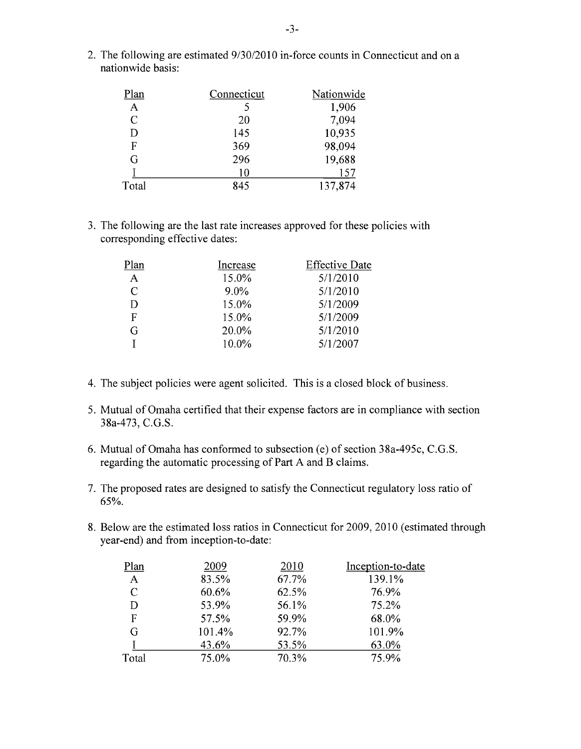2. The following are estimated 9/30/2010 in-force counts in Connecticut and on a nationwide basis:

| Plan | Connecticut | Nationwide |
|---|---|---|
| A | 5 | 1,906 |
| C | 20 | 7,094 |
| D | 145 | 10,935 |
| F | 369 | 98,094 |
| G | 296 | 19,688 |
| I | 10 | 157 |
| Total | 845 | 137,874 |

3. The following are the last rate increases approved for these policies with corresponding effective dates:

| Plan | Increase | Effective Date |
|---|---|---|
| A | 15.0% | 5/1/2010 |
| C | 9.0% | 5/1/2010 |
| D | 15.0% | 5/1/2009 |
| F | 15.0% | 5/1/2009 |
| G | 20.0% | 5/1/2010 |
| I | 10.0% | 5/1/2007 |

4. The subject policies were agent solicited. This is a closed block of business.

5. Mutual of Omaha certified that their expense factors are in compliance with section 38a-473, C.G.S.

6. Mutual of Omaha has conformed to subsection (e) of section 38a-495c, C.G.S. regarding the automatic processing of Part A and B claims.

7. The proposed rates are designed to satisfy the Connecticut regulatory loss ratio of 65%.

8. Below are the estimated loss ratios in Connecticut for 2009, 2010 (estimated through year-end) and from inception-to-date:

| Plan | 2009 | 2010 | Inception-to-date |
|---|---|---|---|
| A | 83.5% | 67.7% | 139.1% |
| C | 60.6% | 62.5% | 76.9% |
| D | 53.9% | 56.1% | 75.2% |
| F | 57.5% | 59.9% | 68.0% |
| G | 101.4% | 92.7% | 101.9% |
| I | 43.6% | 53.5% | 63.0% |
| Total | 75.0% | 70.3% | 75.9% |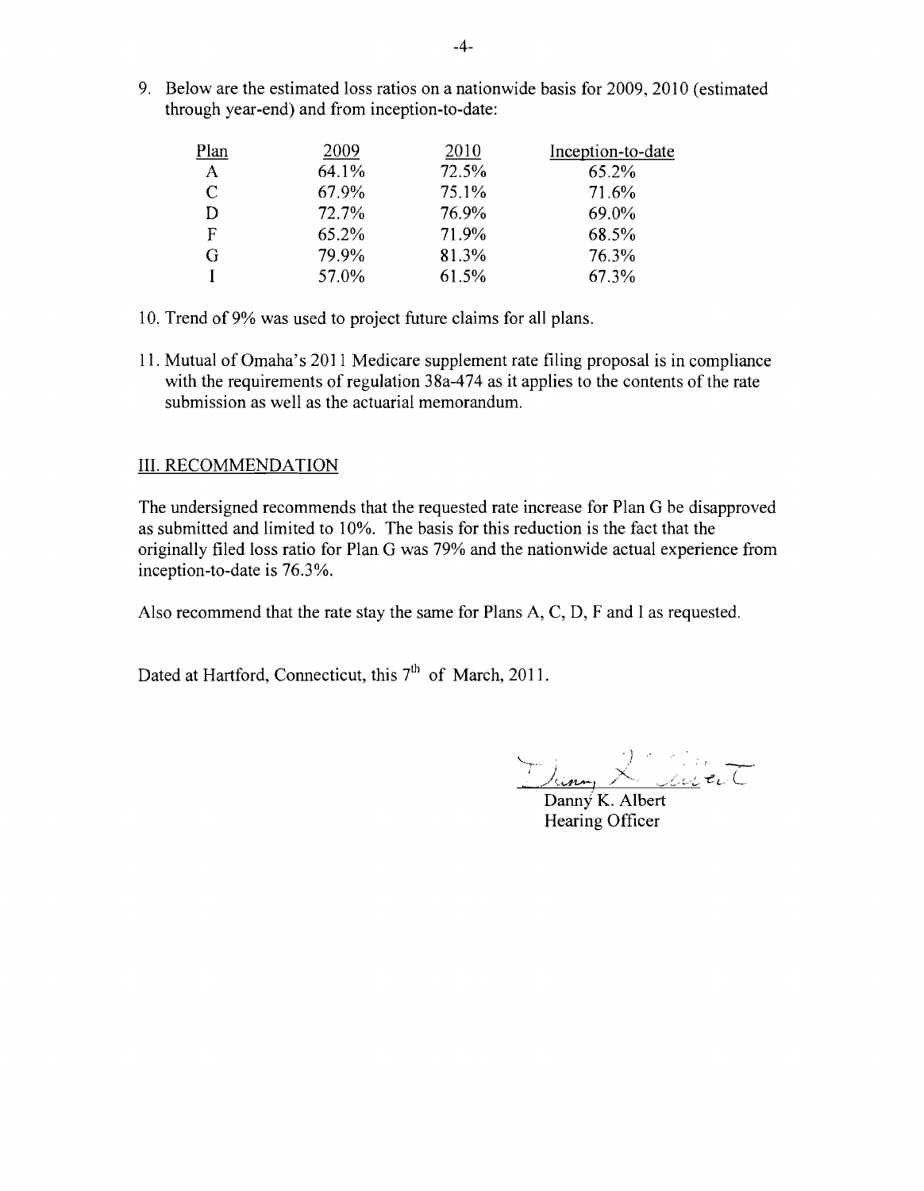9. Below are the estimated loss ratios on a nationwide basis for 2009, 2010 (estimated through year-end) and from inception-to-date:

| Plan | 2009 | 2010 | Inception-to-date |
|---|---|---|---|
| A | 64.1% | 72.5% | 65.2% |
| C | 67.9% | 75.1% | 71.6% |
| D | 72.7% | 76.9% | 69.0% |
| F | 65.2% | 71.9% | 68.5% |
| G | 79.9% | 81.3% | 76.3% |
| I | 57.0% | 61.5% | 67.3% |

10. Trend of 9% was used to project future claims for all plans.

11. Mutual of Omaha's 2011 Medicare supplement rate filing proposal is in compliance with the requirements of regulation 38a-474 as it applies to the contents of the rate submission as well as the actuarial memorandum.

## III. RECOMMENDATION

The undersigned recommends that the requested rate increase for Plan G be disapproved as submitted and limited to 10%. The basis for this reduction is the fact that the originally filed loss ratio for Plan G was 79% and the nationwide actual experience from inception-to-date is 76.3%.

Also recommend that the rate stay the same for Plans A, C, D, F and I as requested.

Dated at Hartford, Connecticut, this 7th of March, 2011.

Danny K. Albert
Hearing Officer